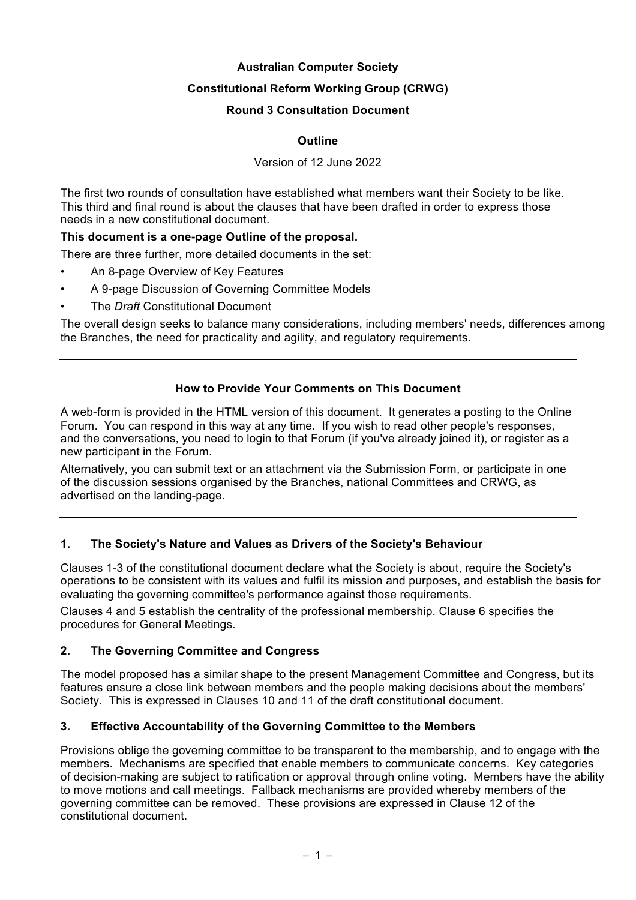**Australian Computer Society**

**Constitutional Reform Working Group (CRWG)**

**Round 3 Consultation Document**

**Outline**

Version of 12 June 2022

The first two rounds of consultation have established what members want their Society to be like. This third and final round is about the clauses that have been drafted in order to express those needs in a new constitutional document.

**This document is a one-page Outline of the proposal.**

There are three further, more detailed documents in the set:

- An 8-page Overview of Key Features
- A 9-page Discussion of Governing Committee Models
- The *Draft* Constitutional Document

The overall design seeks to balance many considerations, including members' needs, differences among the Branches, the need for practicality and agility, and regulatory requirements.

---

**How to Provide Your Comments on This Document**

A web-form is provided in the HTML version of this document. It generates a posting to the Online Forum. You can respond in this way at any time. If you wish to read other people's responses, and the conversations, you need to login to that Forum (if you've already joined it), or register as a new participant in the Forum.

Alternatively, you can submit text or an attachment via the Submission Form, or participate in one of the discussion sessions organised by the Branches, national Committees and CRWG, as advertised on the landing-page.

---

## 1. The Society's Nature and Values as Drivers of the Society's Behaviour

Clauses 1-3 of the constitutional document declare what the Society is about, require the Society's operations to be consistent with its values and fulfil its mission and purposes, and establish the basis for evaluating the governing committee's performance against those requirements.

Clauses 4 and 5 establish the centrality of the professional membership. Clause 6 specifies the procedures for General Meetings.

## 2. The Governing Committee and Congress

The model proposed has a similar shape to the present Management Committee and Congress, but its features ensure a close link between members and the people making decisions about the members' Society. This is expressed in Clauses 10 and 11 of the draft constitutional document.

## 3. Effective Accountability of the Governing Committee to the Members

Provisions oblige the governing committee to be transparent to the membership, and to engage with the members. Mechanisms are specified that enable members to communicate concerns. Key categories of decision-making are subject to ratification or approval through online voting. Members have the ability to move motions and call meetings. Fallback mechanisms are provided whereby members of the governing committee can be removed. These provisions are expressed in Clause 12 of the constitutional document.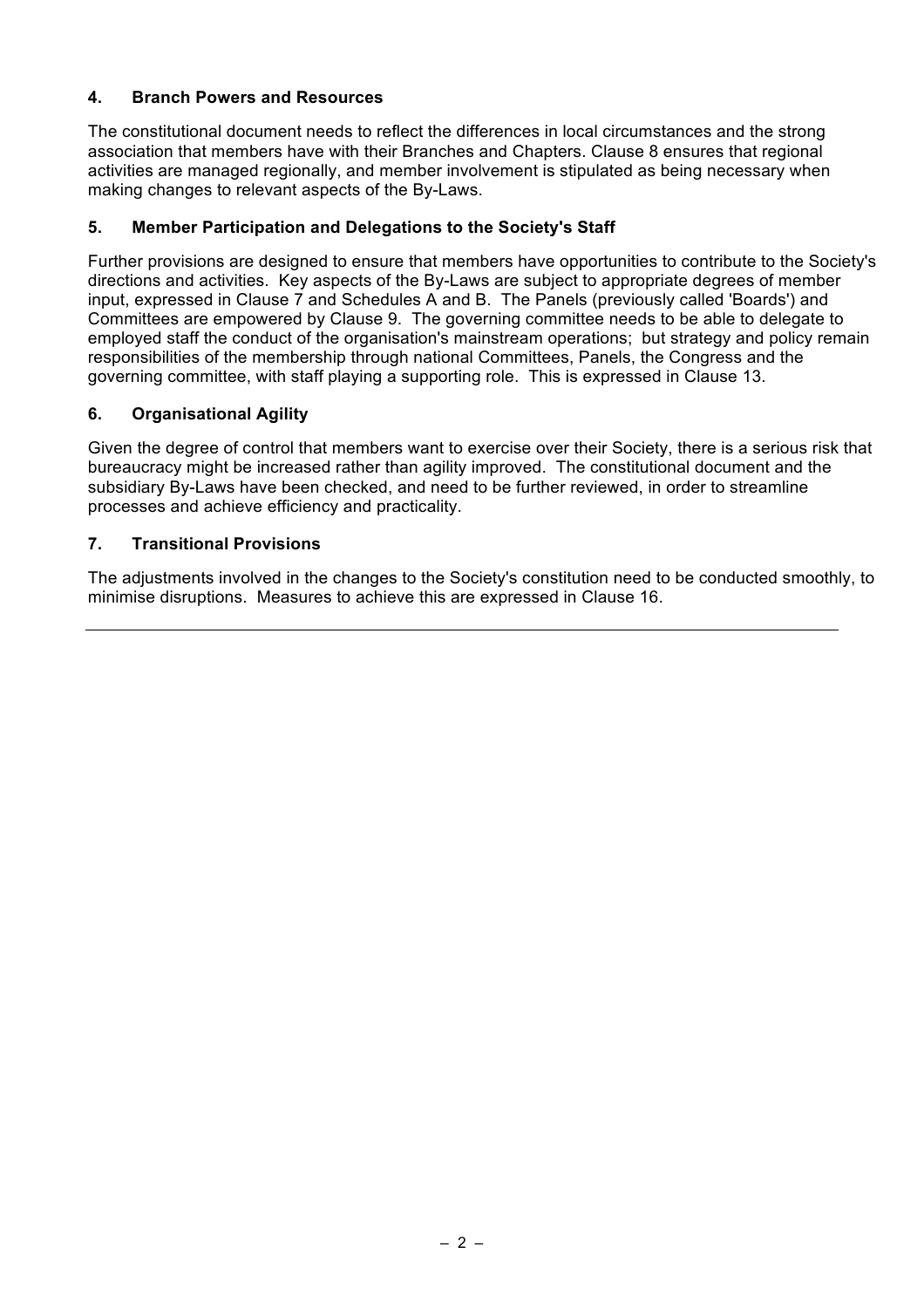### 4. Branch Powers and Resources

The constitutional document needs to reflect the differences in local circumstances and the strong association that members have with their Branches and Chapters. Clause 8 ensures that regional activities are managed regionally, and member involvement is stipulated as being necessary when making changes to relevant aspects of the By-Laws.

### 5. Member Participation and Delegations to the Society's Staff

Further provisions are designed to ensure that members have opportunities to contribute to the Society's directions and activities. Key aspects of the By-Laws are subject to appropriate degrees of member input, expressed in Clause 7 and Schedules A and B. The Panels (previously called 'Boards') and Committees are empowered by Clause 9. The governing committee needs to be able to delegate to employed staff the conduct of the organisation's mainstream operations; but strategy and policy remain responsibilities of the membership through national Committees, Panels, the Congress and the governing committee, with staff playing a supporting role. This is expressed in Clause 13.

### 6. Organisational Agility

Given the degree of control that members want to exercise over their Society, there is a serious risk that bureaucracy might be increased rather than agility improved. The constitutional document and the subsidiary By-Laws have been checked, and need to be further reviewed, in order to streamline processes and achieve efficiency and practicality.

### 7. Transitional Provisions

The adjustments involved in the changes to the Society's constitution need to be conducted smoothly, to minimise disruptions. Measures to achieve this are expressed in Clause 16.

---